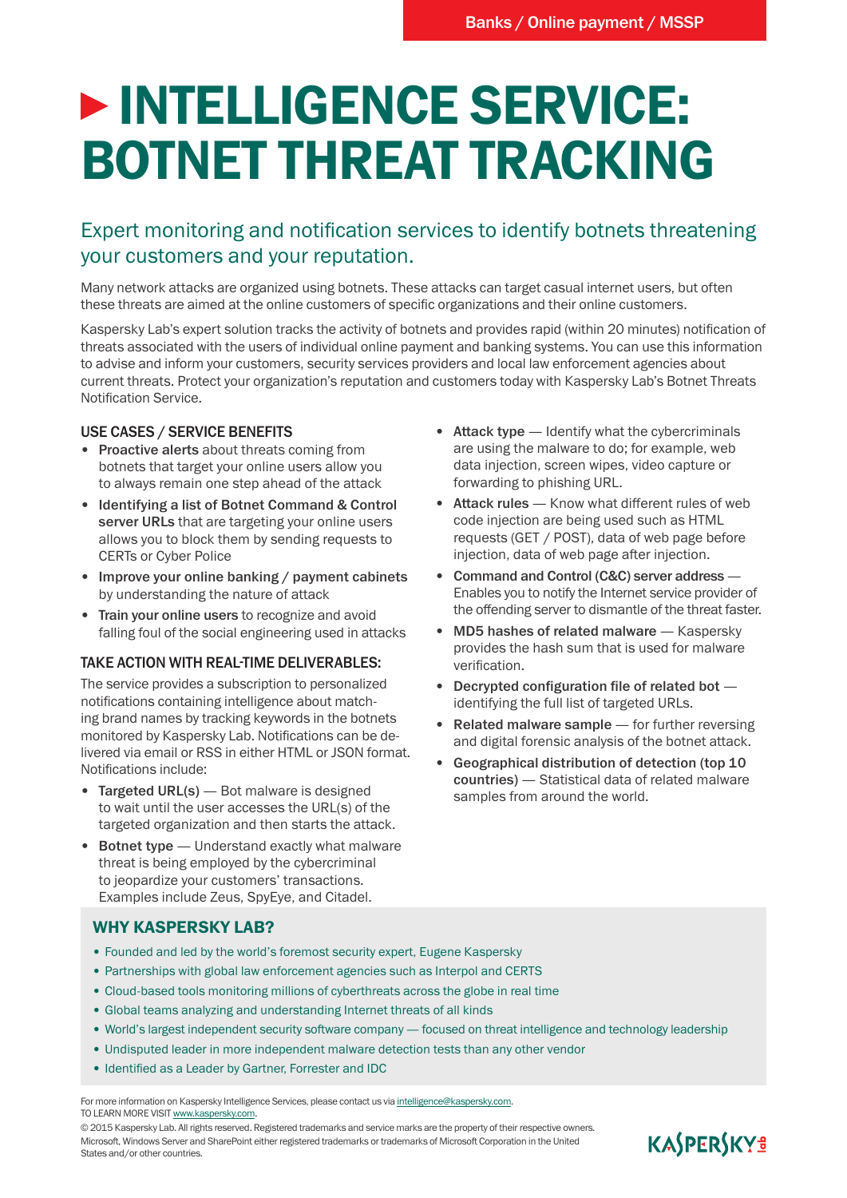Banks / Online payment / MSSP

# INTELLIGENCE SERVICE: BOTNET THREAT TRACKING

## Expert monitoring and notification services to identify botnets threatening your customers and your reputation.

Many network attacks are organized using botnets. These attacks can target casual internet users, but often these threats are aimed at the online customers of specific organizations and their online customers.

Kaspersky Lab's expert solution tracks the activity of botnets and provides rapid (within 20 minutes) notification of threats associated with the users of individual online payment and banking systems. You can use this information to advise and inform your customers, security services providers and local law enforcement agencies about current threats. Protect your organization's reputation and customers today with Kaspersky Lab's Botnet Threats Notification Service.

### USE CASES / SERVICE BENEFITS

- **Proactive alerts** about threats coming from botnets that target your online users allow you to always remain one step ahead of the attack
- **Identifying a list of Botnet Command & Control server URLs** that are targeting your online users allows you to block them by sending requests to CERTs or Cyber Police
- **Improve your online banking / payment cabinets** by understanding the nature of attack
- **Train your online users** to recognize and avoid falling foul of the social engineering used in attacks

### TAKE ACTION WITH REAL-TIME DELIVERABLES:

The service provides a subscription to personalized notifications containing intelligence about matching brand names by tracking keywords in the botnets monitored by Kaspersky Lab. Notifications can be delivered via email or RSS in either HTML or JSON format. Notifications include:

- **Targeted URL(s)** — Bot malware is designed to wait until the user accesses the URL(s) of the targeted organization and then starts the attack.
- **Botnet type** — Understand exactly what malware threat is being employed by the cybercriminal to jeopardize your customers' transactions. Examples include Zeus, SpyEye, and Citadel.
- **Attack type** — Identify what the cybercriminals are using the malware to do; for example, web data injection, screen wipes, video capture or forwarding to phishing URL.
- **Attack rules** — Know what different rules of web code injection are being used such as HTML requests (GET / POST), data of web page before injection, data of web page after injection.
- **Command and Control (C&C) server address** — Enables you to notify the Internet service provider of the offending server to dismantle of the threat faster.
- **MD5 hashes of related malware** — Kaspersky provides the hash sum that is used for malware verification.
- **Decrypted configuration file of related bot** — identifying the full list of targeted URLs.
- **Related malware sample** — for further reversing and digital forensic analysis of the botnet attack.
- **Geographical distribution of detection (top 10 countries)** — Statistical data of related malware samples from around the world.

### WHY KASPERSKY LAB?

- Founded and led by the world's foremost security expert, Eugene Kaspersky
- Partnerships with global law enforcement agencies such as Interpol and CERTS
- Cloud-based tools monitoring millions of cyberthreats across the globe in real time
- Global teams analyzing and understanding Internet threats of all kinds
- World's largest independent security software company — focused on threat intelligence and technology leadership
- Undisputed leader in more independent malware detection tests than any other vendor
- Identified as a Leader by Gartner, Forrester and IDC

For more information on Kaspersky Intelligence Services, please contact us via intelligence@kaspersky.com.
TO LEARN MORE VISIT www.kaspersky.com.

© 2015 Kaspersky Lab. All rights reserved. Registered trademarks and service marks are the property of their respective owners. Microsoft, Windows Server and SharePoint either registered trademarks or trademarks of Microsoft Corporation in the United States and/or other countries.

KASPERSKY lab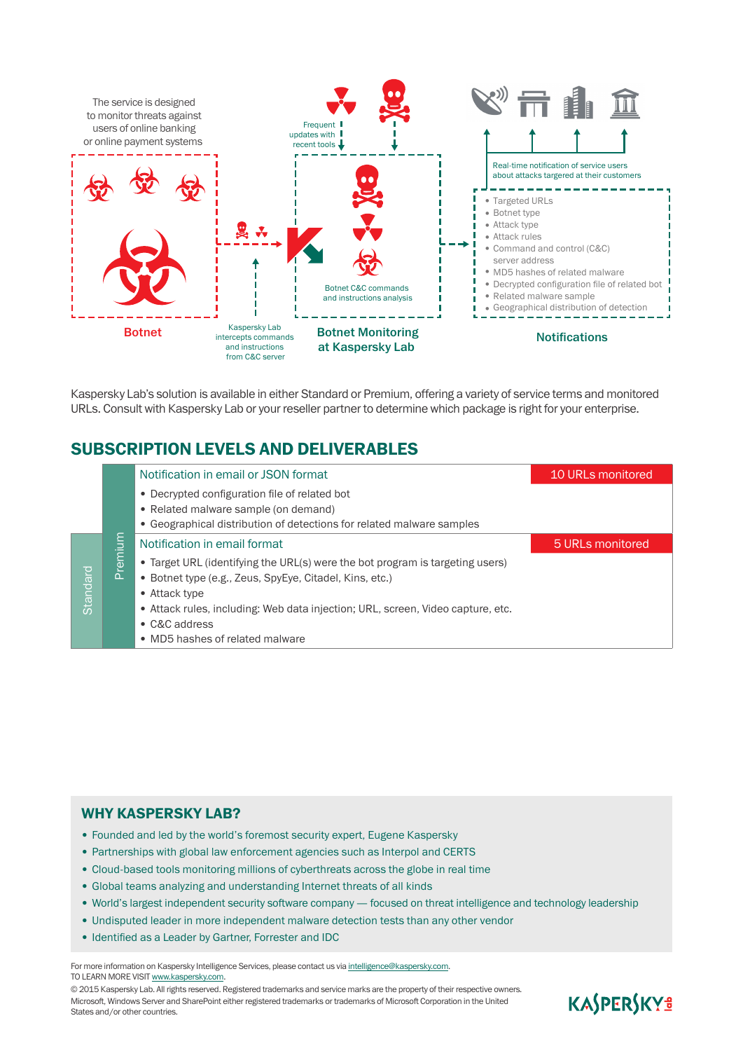The service is designed to monitor threats against users of online banking or online payment systems

Frequent updates with recent tools

Real-time notification of service users about attacks targered at their customers

- Targeted URLs
- Botnet type
- Attack type
- Attack rules
- Command and control (C&C) server address
- MD5 hashes of related malware
- Decrypted configuration file of related bot
- Related malware sample
- Geographical distribution of detection

Botnet C&C commands and instructions analysis

Botnet

Kaspersky Lab intercepts commands and instructions from C&C server

Botnet Monitoring at Kaspersky Lab

Notifications

Kaspersky Lab's solution is available in either Standard or Premium, offering a variety of service terms and monitored URLs. Consult with Kaspersky Lab or your reseller partner to determine which package is right for your enterprise.

## SUBSCRIPTION LEVELS AND DELIVERABLES

| | | | |
|---|---|---|---|
| | Premium | Notification in email or JSON format<br>• Decrypted configuration file of related bot<br>• Related malware sample (on demand)<br>• Geographical distribution of detections for related malware samples | 10 URLs monitored |
| Standard | Premium | Notification in email format<br>• Target URL (identifying the URL(s) were the bot program is targeting users)<br>• Botnet type (e.g., Zeus, SpyEye, Citadel, Kins, etc.)<br>• Attack type<br>• Attack rules, including: Web data injection; URL, screen, Video capture, etc.<br>• C&C address<br>• MD5 hashes of related malware | 5 URLs monitored |

## WHY KASPERSKY LAB?

- Founded and led by the world's foremost security expert, Eugene Kaspersky
- Partnerships with global law enforcement agencies such as Interpol and CERTS
- Cloud-based tools monitoring millions of cyberthreats across the globe in real time
- Global teams analyzing and understanding Internet threats of all kinds
- World's largest independent security software company — focused on threat intelligence and technology leadership
- Undisputed leader in more independent malware detection tests than any other vendor
- Identified as a Leader by Gartner, Forrester and IDC

For more information on Kaspersky Intelligence Services, please contact us via intelligence@kaspersky.com.
TO LEARN MORE VISIT www.kaspersky.com.

© 2015 Kaspersky Lab. All rights reserved. Registered trademarks and service marks are the property of their respective owners. Microsoft, Windows Server and SharePoint either registered trademarks or trademarks of Microsoft Corporation in the United States and/or other countries.

KASPERSKY lab